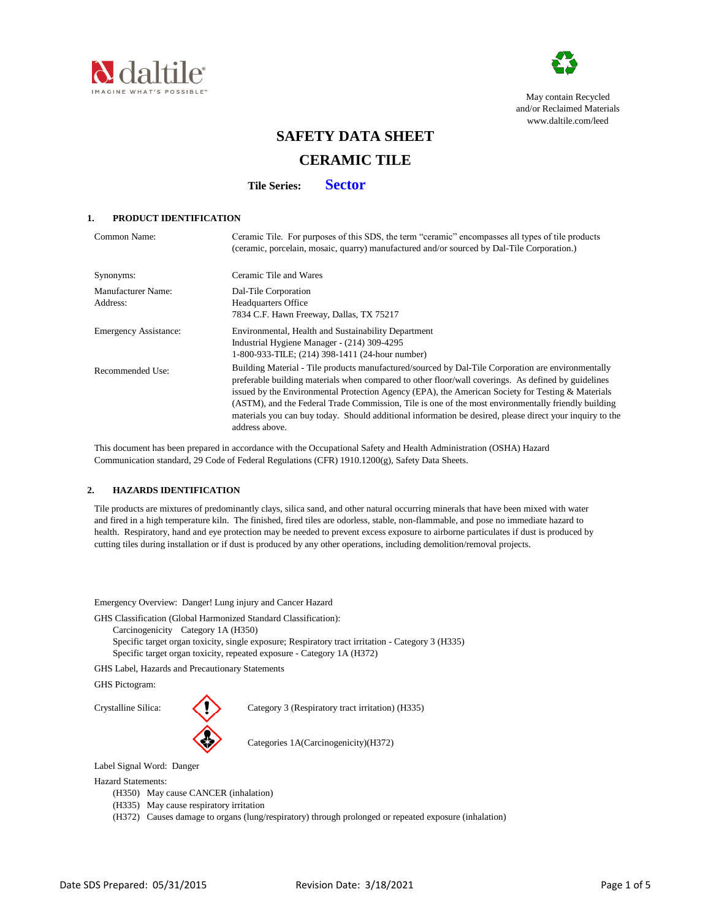May contain Recycled and/or Reclaimed Materials
www.daltile.com/leed

# SAFETY DATA SHEET

# CERAMIC TILE

**Tile Series: Sector**

## 1. PRODUCT IDENTIFICATION

| | |
|---|---|
| Common Name: | Ceramic Tile. For purposes of this SDS, the term "ceramic" encompasses all types of tile products (ceramic, porcelain, mosaic, quarry) manufactured and/or sourced by Dal-Tile Corporation.) |
| Synonyms: | Ceramic Tile and Wares |
| Manufacturer Name: Address: | Dal-Tile Corporation<br>Headquarters Office<br>7834 C.F. Hawn Freeway, Dallas, TX 75217 |
| Emergency Assistance: | Environmental, Health and Sustainability Department<br>Industrial Hygiene Manager - (214) 309-4295<br>1-800-933-TILE; (214) 398-1411 (24-hour number) |
| Recommended Use: | Building Material - Tile products manufactured/sourced by Dal-Tile Corporation are environmentally preferable building materials when compared to other floor/wall coverings. As defined by guidelines issued by the Environmental Protection Agency (EPA), the American Society for Testing & Materials (ASTM), and the Federal Trade Commission, Tile is one of the most environmentally friendly building materials you can buy today. Should additional information be desired, please direct your inquiry to the address above. |

This document has been prepared in accordance with the Occupational Safety and Health Administration (OSHA) Hazard Communication standard, 29 Code of Federal Regulations (CFR) 1910.1200(g), Safety Data Sheets.

## 2. HAZARDS IDENTIFICATION

Tile products are mixtures of predominantly clays, silica sand, and other natural occurring minerals that have been mixed with water and fired in a high temperature kiln. The finished, fired tiles are odorless, stable, non-flammable, and pose no immediate hazard to health. Respiratory, hand and eye protection may be needed to prevent excess exposure to airborne particulates if dust is produced by cutting tiles during installation or if dust is produced by any other operations, including demolition/removal projects.

Emergency Overview: Danger! Lung injury and Cancer Hazard

GHS Classification (Global Harmonized Standard Classification):

- Carcinogenicity Category 1A (H350)
- Specific target organ toxicity, single exposure; Respiratory tract irritation - Category 3 (H335)
- Specific target organ toxicity, repeated exposure - Category 1A (H372)

GHS Label, Hazards and Precautionary Statements

GHS Pictogram:

Crystalline Silica:

- Category 3 (Respiratory tract irritation) (H335)
- Categories 1A(Carcinogenicity)(H372)

Label Signal Word: Danger

Hazard Statements:

- (H350) May cause CANCER (inhalation)
- (H335) May cause respiratory irritation
- (H372) Causes damage to organs (lung/respiratory) through prolonged or repeated exposure (inhalation)

Date SDS Prepared: 05/31/2015 Revision Date: 3/18/2021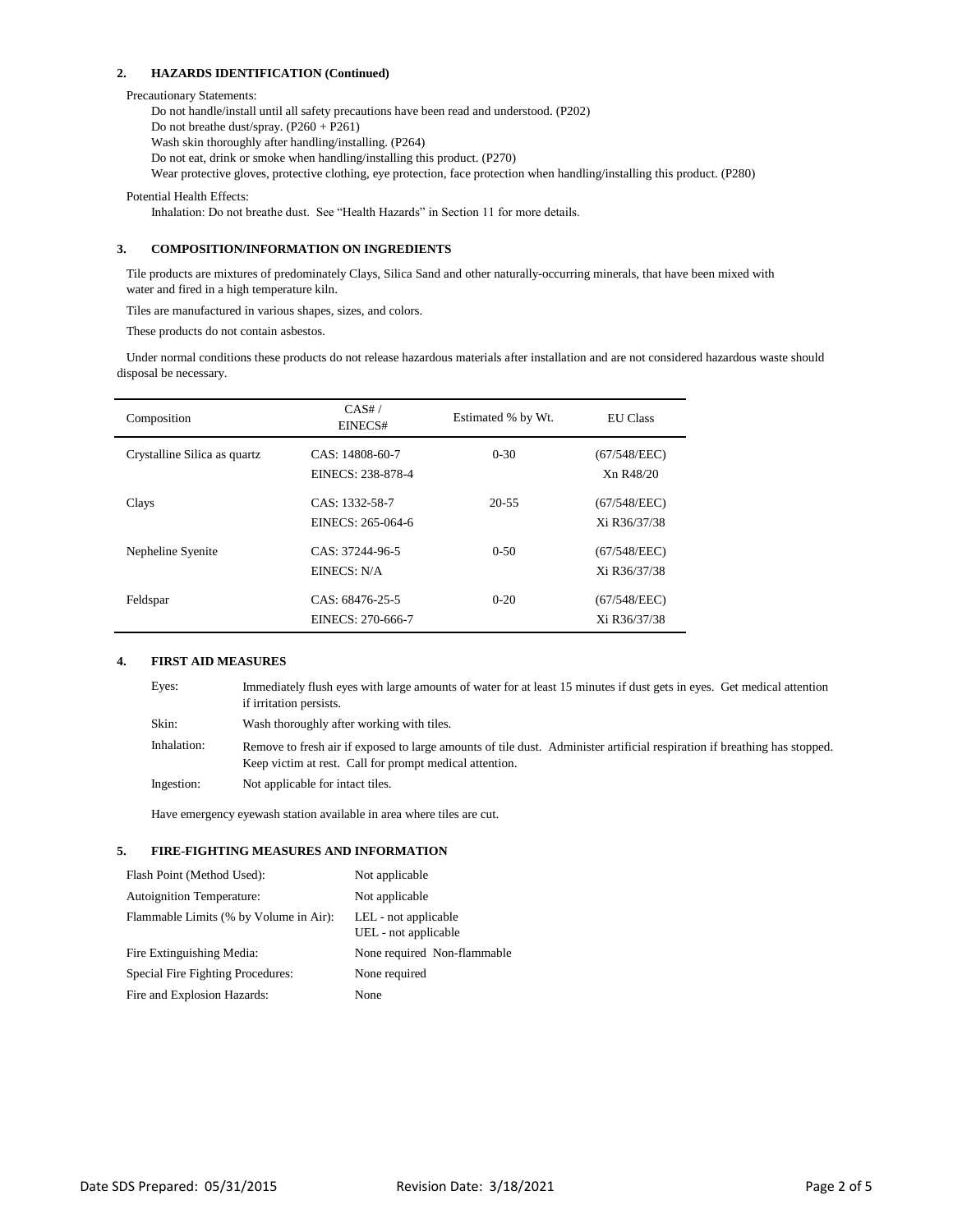## 2. HAZARDS IDENTIFICATION (Continued)

Precautionary Statements:

Do not handle/install until all safety precautions have been read and understood. (P202)
Do not breathe dust/spray. (P260 + P261)
Wash skin thoroughly after handling/installing. (P264)
Do not eat, drink or smoke when handling/installing this product. (P270)
Wear protective gloves, protective clothing, eye protection, face protection when handling/installing this product. (P280)

Potential Health Effects:

Inhalation: Do not breathe dust. See "Health Hazards" in Section 11 for more details.

## 3. COMPOSITION/INFORMATION ON INGREDIENTS

Tile products are mixtures of predominately Clays, Silica Sand and other naturally-occurring minerals, that have been mixed with water and fired in a high temperature kiln.

Tiles are manufactured in various shapes, sizes, and colors.

These products do not contain asbestos.

Under normal conditions these products do not release hazardous materials after installation and are not considered hazardous waste should disposal be necessary.

| Composition | CAS# / EINECS# | Estimated % by Wt. | EU Class |
|---|---|---|---|
| Crystalline Silica as quartz | CAS: 14808-60-7<br>EINECS: 238-878-4 | 0-30 | (67/548/EEC)<br>Xn R48/20 |
| Clays | CAS: 1332-58-7<br>EINECS: 265-064-6 | 20-55 | (67/548/EEC)<br>Xi R36/37/38 |
| Nepheline Syenite | CAS: 37244-96-5<br>EINECS: N/A | 0-50 | (67/548/EEC)<br>Xi R36/37/38 |
| Feldspar | CAS: 68476-25-5<br>EINECS: 270-666-7 | 0-20 | (67/548/EEC)<br>Xi R36/37/38 |

## 4. FIRST AID MEASURES

| | |
|---|---|
| Eyes: | Immediately flush eyes with large amounts of water for at least 15 minutes if dust gets in eyes. Get medical attention if irritation persists. |
| Skin: | Wash thoroughly after working with tiles. |
| Inhalation: | Remove to fresh air if exposed to large amounts of tile dust. Administer artificial respiration if breathing has stopped. Keep victim at rest. Call for prompt medical attention. |
| Ingestion: | Not applicable for intact tiles. |

Have emergency eyewash station available in area where tiles are cut.

## 5. FIRE-FIGHTING MEASURES AND INFORMATION

| | |
|---|---|
| Flash Point (Method Used): | Not applicable |
| Autoignition Temperature: | Not applicable |
| Flammable Limits (% by Volume in Air): | LEL - not applicable<br>UEL - not applicable |
| Fire Extinguishing Media: | None required Non-flammable |
| Special Fire Fighting Procedures: | None required |
| Fire and Explosion Hazards: | None |

Date SDS Prepared: 05/31/2015 Revision Date: 3/18/2021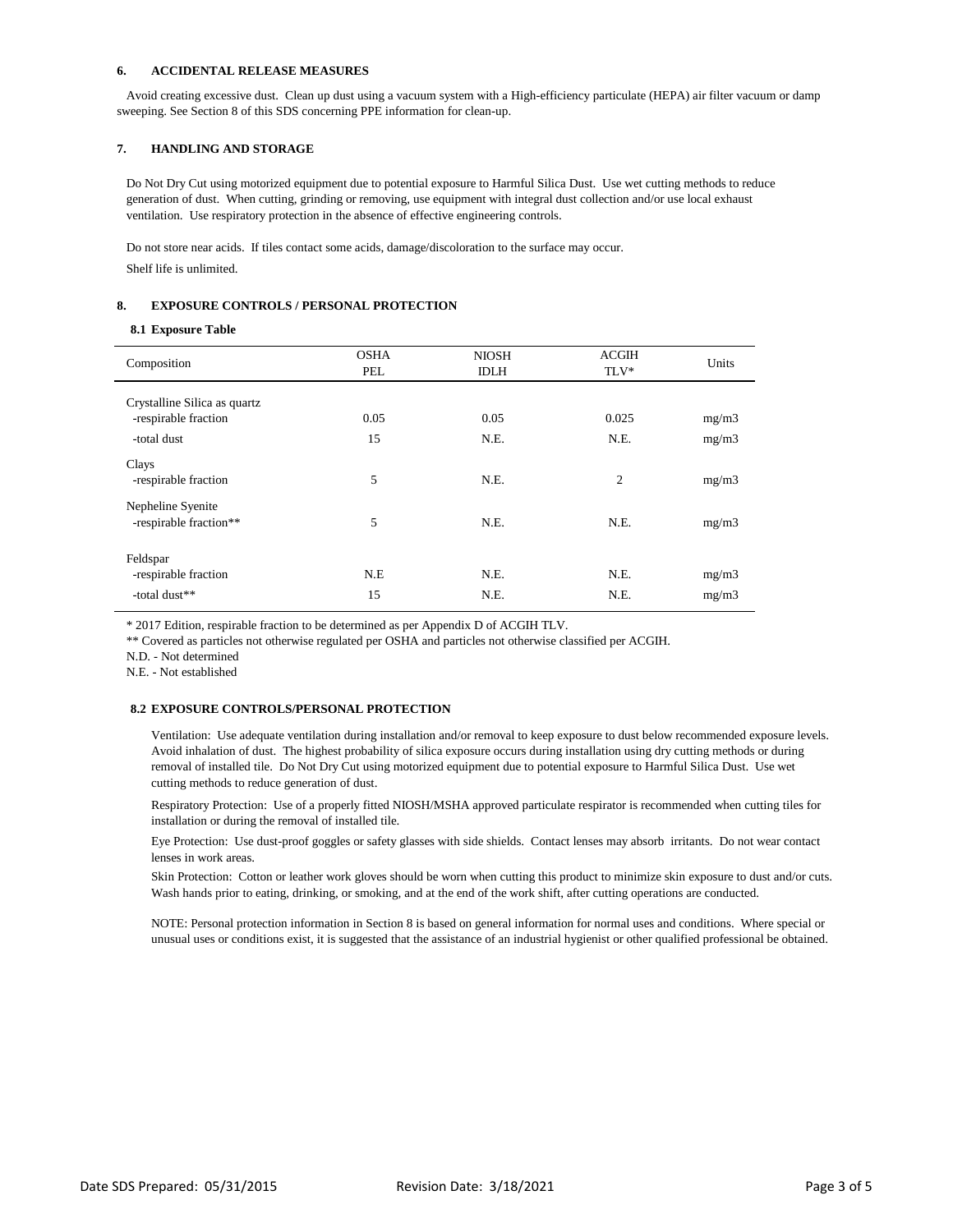## 6. ACCIDENTAL RELEASE MEASURES

Avoid creating excessive dust. Clean up dust using a vacuum system with a High-efficiency particulate (HEPA) air filter vacuum or damp sweeping. See Section 8 of this SDS concerning PPE information for clean-up.

## 7. HANDLING AND STORAGE

Do Not Dry Cut using motorized equipment due to potential exposure to Harmful Silica Dust. Use wet cutting methods to reduce generation of dust. When cutting, grinding or removing, use equipment with integral dust collection and/or use local exhaust ventilation. Use respiratory protection in the absence of effective engineering controls.

Do not store near acids. If tiles contact some acids, damage/discoloration to the surface may occur.

Shelf life is unlimited.

## 8. EXPOSURE CONTROLS / PERSONAL PROTECTION

### 8.1 Exposure Table

| Composition | OSHA PEL | NIOSH IDLH | ACGIH TLV* | Units |
|---|---|---|---|---|
| Crystalline Silica as quartz | | | | |
| -respirable fraction | 0.05 | 0.05 | 0.025 | mg/m3 |
| -total dust | 15 | N.E. | N.E. | mg/m3 |
| Clays | | | | |
| -respirable fraction | 5 | N.E. | 2 | mg/m3 |
| Nepheline Syenite | | | | |
| -respirable fraction** | 5 | N.E. | N.E. | mg/m3 |
| Feldspar | | | | |
| -respirable fraction | N.E | N.E. | N.E. | mg/m3 |
| -total dust** | 15 | N.E. | N.E. | mg/m3 |

* 2017 Edition, respirable fraction to be determined as per Appendix D of ACGIH TLV.

** Covered as particles not otherwise regulated per OSHA and particles not otherwise classified per ACGIH.

N.D. - Not determined

N.E. - Not established

### 8.2 EXPOSURE CONTROLS/PERSONAL PROTECTION

Ventilation: Use adequate ventilation during installation and/or removal to keep exposure to dust below recommended exposure levels. Avoid inhalation of dust. The highest probability of silica exposure occurs during installation using dry cutting methods or during removal of installed tile. Do Not Dry Cut using motorized equipment due to potential exposure to Harmful Silica Dust. Use wet cutting methods to reduce generation of dust.

Respiratory Protection: Use of a properly fitted NIOSH/MSHA approved particulate respirator is recommended when cutting tiles for installation or during the removal of installed tile.

Eye Protection: Use dust-proof goggles or safety glasses with side shields. Contact lenses may absorb irritants. Do not wear contact lenses in work areas.

Skin Protection: Cotton or leather work gloves should be worn when cutting this product to minimize skin exposure to dust and/or cuts. Wash hands prior to eating, drinking, or smoking, and at the end of the work shift, after cutting operations are conducted.

NOTE: Personal protection information in Section 8 is based on general information for normal uses and conditions. Where special or unusual uses or conditions exist, it is suggested that the assistance of an industrial hygienist or other qualified professional be obtained.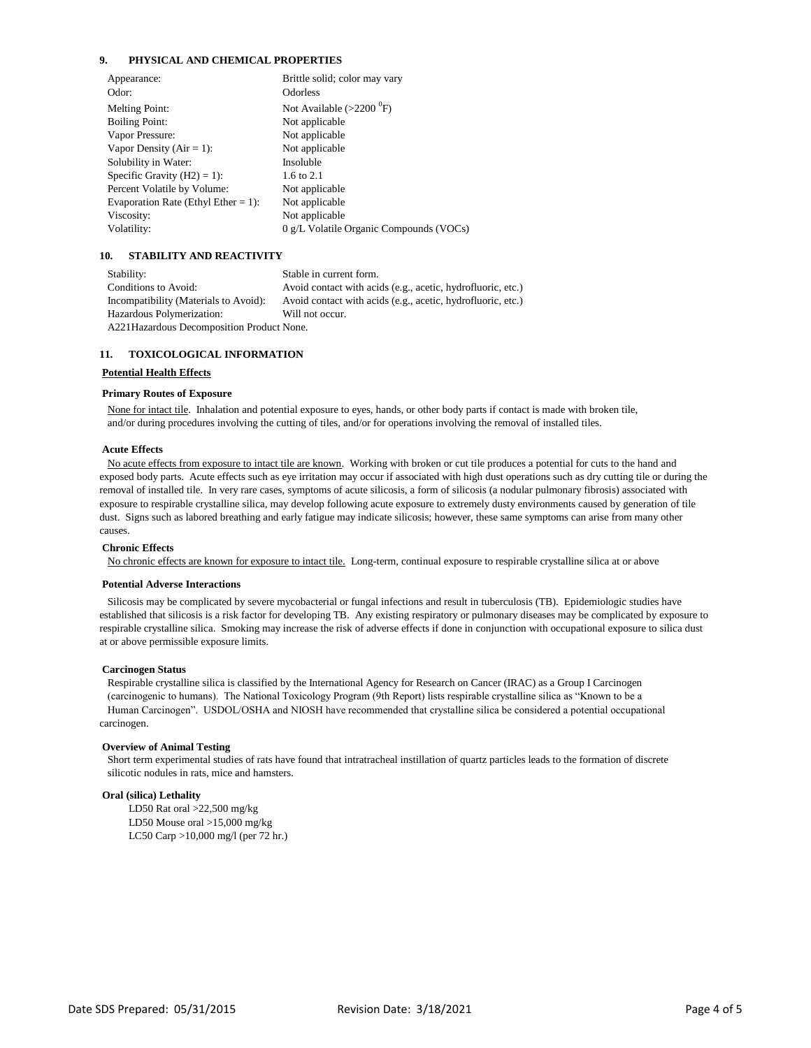## 9. PHYSICAL AND CHEMICAL PROPERTIES

| | |
|---|---|
| Appearance: | Brittle solid; color may vary |
| Odor: | Odorless |
| Melting Point: | Not Available (>2200 $^0$F) |
| Boiling Point: | Not applicable |
| Vapor Pressure: | Not applicable |
| Vapor Density (Air = 1): | Not applicable |
| Solubility in Water: | Insoluble |
| Specific Gravity (H2) = 1): | 1.6 to 2.1 |
| Percent Volatile by Volume: | Not applicable |
| Evaporation Rate (Ethyl Ether = 1): | Not applicable |
| Viscosity: | Not applicable |
| Volatility: | 0 g/L Volatile Organic Compounds (VOCs) |

## 10. STABILITY AND REACTIVITY

| | |
|---|---|
| Stability: | Stable in current form. |
| Conditions to Avoid: | Avoid contact with acids (e.g., acetic, hydrofluoric, etc.) |
| Incompatibility (Materials to Avoid): | Avoid contact with acids (e.g., acetic, hydrofluoric, etc.) |
| Hazardous Polymerization: | Will not occur. |

A221Hazardous Decomposition Product None.

## 11. TOXICOLOGICAL INFORMATION

**Potential Health Effects**

**Primary Routes of Exposure**

None for intact tile. Inhalation and potential exposure to eyes, hands, or other body parts if contact is made with broken tile, and/or during procedures involving the cutting of tiles, and/or for operations involving the removal of installed tiles.

**Acute Effects**

No acute effects from exposure to intact tile are known. Working with broken or cut tile produces a potential for cuts to the hand and exposed body parts. Acute effects such as eye irritation may occur if associated with high dust operations such as dry cutting tile or during the removal of installed tile. In very rare cases, symptoms of acute silicosis, a form of silicosis (a nodular pulmonary fibrosis) associated with exposure to respirable crystalline silica, may develop following acute exposure to extremely dusty environments caused by generation of tile dust. Signs such as labored breathing and early fatigue may indicate silicosis; however, these same symptoms can arise from many other causes.

**Chronic Effects**

No chronic effects are known for exposure to intact tile. Long-term, continual exposure to respirable crystalline silica at or above

**Potential Adverse Interactions**

Silicosis may be complicated by severe mycobacterial or fungal infections and result in tuberculosis (TB). Epidemiologic studies have established that silicosis is a risk factor for developing TB. Any existing respiratory or pulmonary diseases may be complicated by exposure to respirable crystalline silica. Smoking may increase the risk of adverse effects if done in conjunction with occupational exposure to silica dust at or above permissible exposure limits.

**Carcinogen Status**

Respirable crystalline silica is classified by the International Agency for Research on Cancer (IRAC) as a Group I Carcinogen (carcinogenic to humans). The National Toxicology Program (9th Report) lists respirable crystalline silica as "Known to be a Human Carcinogen". USDOL/OSHA and NIOSH have recommended that crystalline silica be considered a potential occupational carcinogen.

**Overview of Animal Testing**

Short term experimental studies of rats have found that intratracheal instillation of quartz particles leads to the formation of discrete silicotic nodules in rats, mice and hamsters.

**Oral (silica) Lethality**

LD50 Rat oral >22,500 mg/kg
LD50 Mouse oral >15,000 mg/kg
LC50 Carp >10,000 mg/l (per 72 hr.)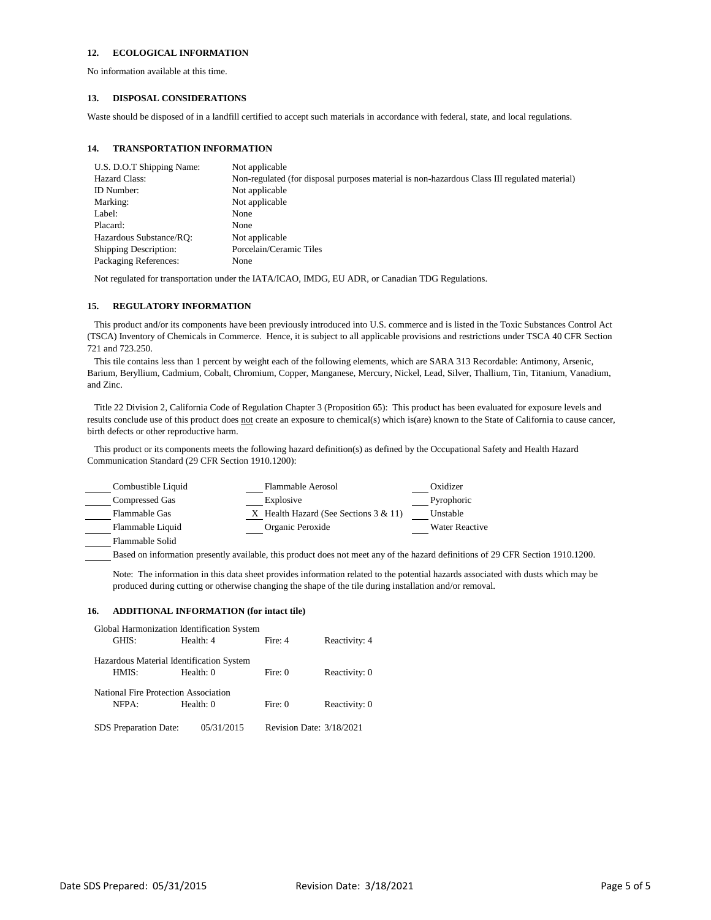### 12. ECOLOGICAL INFORMATION

No information available at this time.

### 13. DISPOSAL CONSIDERATIONS

Waste should be disposed of in a landfill certified to accept such materials in accordance with federal, state, and local regulations.

### 14. TRANSPORTATION INFORMATION

| | |
|---|---|
| U.S. D.O.T Shipping Name: | Not applicable |
| Hazard Class: | Non-regulated (for disposal purposes material is non-hazardous Class III regulated material) |
| ID Number: | Not applicable |
| Marking: | Not applicable |
| Label: | None |
| Placard: | None |
| Hazardous Substance/RQ: | Not applicable |
| Shipping Description: | Porcelain/Ceramic Tiles |
| Packaging References: | None |

Not regulated for transportation under the IATA/ICAO, IMDG, EU ADR, or Canadian TDG Regulations.

### 15. REGULATORY INFORMATION

This product and/or its components have been previously introduced into U.S. commerce and is listed in the Toxic Substances Control Act (TSCA) Inventory of Chemicals in Commerce. Hence, it is subject to all applicable provisions and restrictions under TSCA 40 CFR Section 721 and 723.250.

This tile contains less than 1 percent by weight each of the following elements, which are SARA 313 Recordable: Antimony, Arsenic, Barium, Beryllium, Cadmium, Cobalt, Chromium, Copper, Manganese, Mercury, Nickel, Lead, Silver, Thallium, Tin, Titanium, Vanadium, and Zinc.

Title 22 Division 2, California Code of Regulation Chapter 3 (Proposition 65): This product has been evaluated for exposure levels and results conclude use of this product does not create an exposure to chemical(s) which is(are) known to the State of California to cause cancer, birth defects or other reproductive harm.

This product or its components meets the following hazard definition(s) as defined by the Occupational Safety and Health Hazard Communication Standard (29 CFR Section 1910.1200):

| | | |
|---|---|---|
| ___ Combustible Liquid | ___ Flammable Aerosol | ___ Oxidizer |
| ___ Compressed Gas | ___ Explosive | ___ Pyrophoric |
| ___ Flammable Gas | X Health Hazard (See Sections 3 & 11) | ___ Unstable |
| ___ Flammable Liquid | ___ Organic Peroxide | ___ Water Reactive |
| ___ Flammable Solid | | |

___ Based on information presently available, this product does not meet any of the hazard definitions of 29 CFR Section 1910.1200.

Note: The information in this data sheet provides information related to the potential hazards associated with dusts which may be produced during cutting or otherwise changing the shape of the tile during installation and/or removal.

### 16. ADDITIONAL INFORMATION (for intact tile)

Global Harmonization Identification System

| | | | |
|---|---|---|---|
| GHIS: | Health: 4 | Fire: 4 | Reactivity: 4 |

Hazardous Material Identification System

| | | | |
|---|---|---|---|
| HMIS: | Health: 0 | Fire: 0 | Reactivity: 0 |

National Fire Protection Association

| | | | |
|---|---|---|---|
| NFPA: | Health: 0 | Fire: 0 | Reactivity: 0 |

SDS Preparation Date: 05/31/2015 Revision Date: 3/18/2021